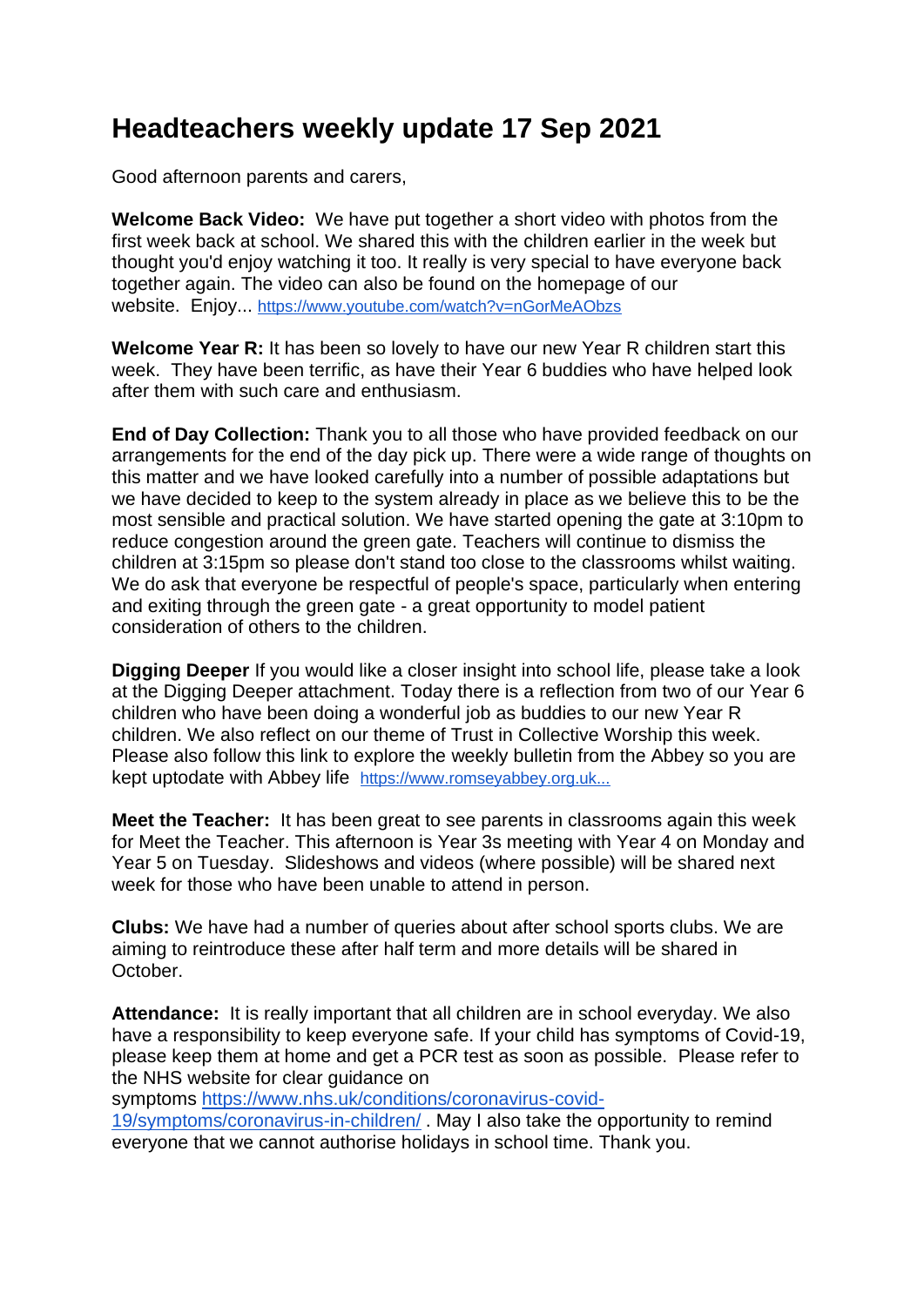# Headteachers weekly update 17 Sep 2021

Good afternoon parents and carers,

**Welcome Back Video:** We have put together a short video with photos from the first week back at school. We shared this with the children earlier in the week but thought you'd enjoy watching it too. It really is very special to have everyone back together again. The video can also be found on the homepage of our website. Enjoy... https://www.youtube.com/watch?v=nGorMeAObzs

**Welcome Year R:** It has been so lovely to have our new Year R children start this week. They have been terrific, as have their Year 6 buddies who have helped look after them with such care and enthusiasm.

**End of Day Collection:** Thank you to all those who have provided feedback on our arrangements for the end of the day pick up. There were a wide range of thoughts on this matter and we have looked carefully into a number of possible adaptations but we have decided to keep to the system already in place as we believe this to be the most sensible and practical solution. We have started opening the gate at 3:10pm to reduce congestion around the green gate. Teachers will continue to dismiss the children at 3:15pm so please don't stand too close to the classrooms whilst waiting. We do ask that everyone be respectful of people's space, particularly when entering and exiting through the green gate - a great opportunity to model patient consideration of others to the children.

**Digging Deeper** If you would like a closer insight into school life, please take a look at the Digging Deeper attachment. Today there is a reflection from two of our Year 6 children who have been doing a wonderful job as buddies to our new Year R children. We also reflect on our theme of Trust in Collective Worship this week. Please also follow this link to explore the weekly bulletin from the Abbey so you are kept uptodate with Abbey life https://www.romseyabbey.org.uk...

**Meet the Teacher:** It has been great to see parents in classrooms again this week for Meet the Teacher. This afternoon is Year 3s meeting with Year 4 on Monday and Year 5 on Tuesday. Slideshows and videos (where possible) will be shared next week for those who have been unable to attend in person.

**Clubs:** We have had a number of queries about after school sports clubs. We are aiming to reintroduce these after half term and more details will be shared in October.

**Attendance:** It is really important that all children are in school everyday. We also have a responsibility to keep everyone safe. If your child has symptoms of Covid-19, please keep them at home and get a PCR test as soon as possible. Please refer to the NHS website for clear guidance on symptoms https://www.nhs.uk/conditions/coronavirus-covid-19/symptoms/coronavirus-in-children/ . May I also take the opportunity to remind everyone that we cannot authorise holidays in school time. Thank you.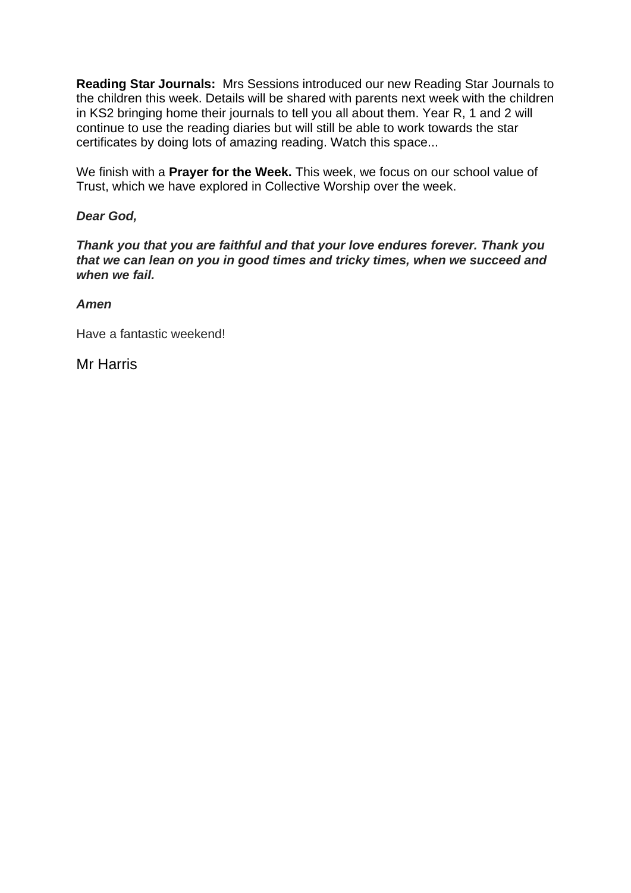**Reading Star Journals:** Mrs Sessions introduced our new Reading Star Journals to the children this week. Details will be shared with parents next week with the children in KS2 bringing home their journals to tell you all about them. Year R, 1 and 2 will continue to use the reading diaries but will still be able to work towards the star certificates by doing lots of amazing reading. Watch this space...

We finish with a **Prayer for the Week.** This week, we focus on our school value of Trust, which we have explored in Collective Worship over the week.

***Dear God,***

***Thank you that you are faithful and that your love endures forever. Thank you that we can lean on you in good times and tricky times, when we succeed and when we fail.***

***Amen***

Have a fantastic weekend!

Mr Harris